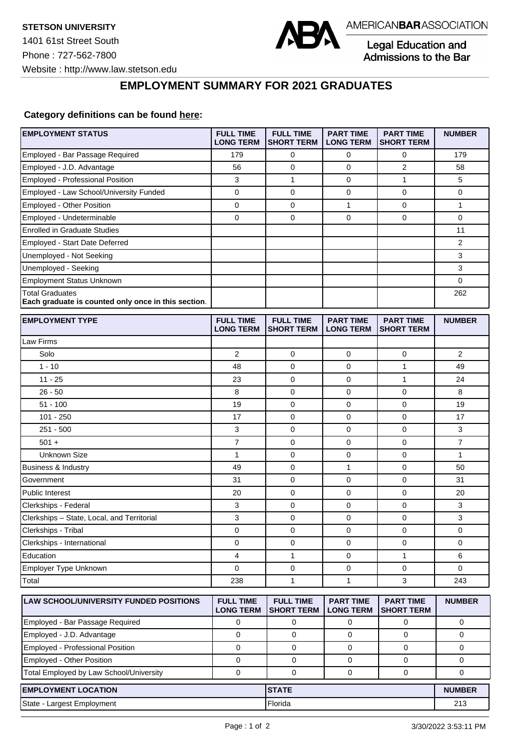**STETSON UNIVERSITY**

1401 61st Street South

Phone : 727-562-7800

Website : http://www.law.stetson.edu

AMERICANBARASSOCIATION

Legal Education and Admissions to the Bar

## EMPLOYMENT SUMMARY FOR 2021 GRADUATES

**Category definitions can be found here:**

| EMPLOYMENT STATUS | FULL TIME LONG TERM | FULL TIME SHORT TERM | PART TIME LONG TERM | PART TIME SHORT TERM | NUMBER |
|---|---|---|---|---|---|
| Employed - Bar Passage Required | 179 | 0 | 0 | 0 | 179 |
| Employed - J.D. Advantage | 56 | 0 | 0 | 2 | 58 |
| Employed - Professional Position | 3 | 1 | 0 | 1 | 5 |
| Employed - Law School/University Funded | 0 | 0 | 0 | 0 | 0 |
| Employed - Other Position | 0 | 0 | 1 | 0 | 1 |
| Employed - Undeterminable | 0 | 0 | 0 | 0 | 0 |
| Enrolled in Graduate Studies | | | | | 11 |
| Employed - Start Date Deferred | | | | | 2 |
| Unemployed - Not Seeking | | | | | 3 |
| Unemployed - Seeking | | | | | 3 |
| Employment Status Unknown | | | | | 0 |
| Total Graduates **Each graduate is counted only once in this section**. | | | | | 262 |

| EMPLOYMENT TYPE | FULL TIME LONG TERM | FULL TIME SHORT TERM | PART TIME LONG TERM | PART TIME SHORT TERM | NUMBER |
|---|---|---|---|---|---|
| Law Firms | | | | | |
| Solo | 2 | 0 | 0 | 0 | 2 |
| 1 - 10 | 48 | 0 | 0 | 1 | 49 |
| 11 - 25 | 23 | 0 | 0 | 1 | 24 |
| 26 - 50 | 8 | 0 | 0 | 0 | 8 |
| 51 - 100 | 19 | 0 | 0 | 0 | 19 |
| 101 - 250 | 17 | 0 | 0 | 0 | 17 |
| 251 - 500 | 3 | 0 | 0 | 0 | 3 |
| 501 + | 7 | 0 | 0 | 0 | 7 |
| Unknown Size | 1 | 0 | 0 | 0 | 1 |
| Business & Industry | 49 | 0 | 1 | 0 | 50 |
| Government | 31 | 0 | 0 | 0 | 31 |
| Public Interest | 20 | 0 | 0 | 0 | 20 |
| Clerkships - Federal | 3 | 0 | 0 | 0 | 3 |
| Clerkships – State, Local, and Territorial | 3 | 0 | 0 | 0 | 3 |
| Clerkships - Tribal | 0 | 0 | 0 | 0 | 0 |
| Clerkships - International | 0 | 0 | 0 | 0 | 0 |
| Education | 4 | 1 | 0 | 1 | 6 |
| Employer Type Unknown | 0 | 0 | 0 | 0 | 0 |
| Total | 238 | 1 | 1 | 3 | 243 |

| LAW SCHOOL/UNIVERSITY FUNDED POSITIONS | FULL TIME LONG TERM | FULL TIME SHORT TERM | PART TIME LONG TERM | PART TIME SHORT TERM | NUMBER |
|---|---|---|---|---|---|
| Employed - Bar Passage Required | 0 | 0 | 0 | 0 | 0 |
| Employed - J.D. Advantage | 0 | 0 | 0 | 0 | 0 |
| Employed - Professional Position | 0 | 0 | 0 | 0 | 0 |
| Employed - Other Position | 0 | 0 | 0 | 0 | 0 |
| Total Employed by Law School/University | 0 | 0 | 0 | 0 | 0 |

| EMPLOYMENT LOCATION | STATE | NUMBER |
|---|---|---|
| State - Largest Employment | Florida | 213 |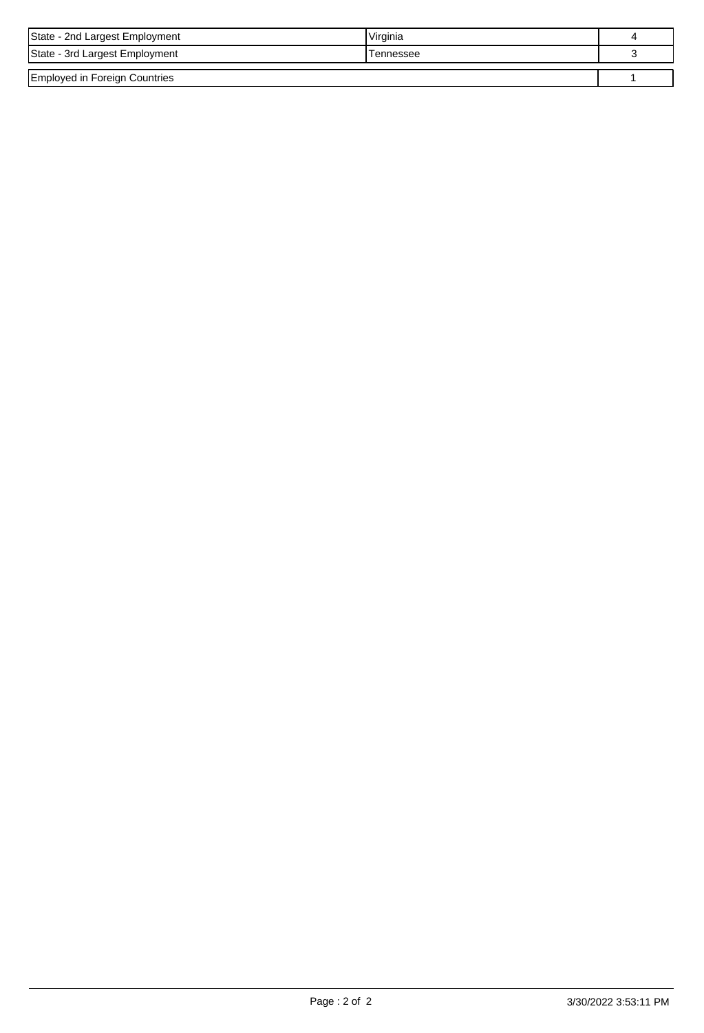| | | |
|---|---|---|
| State - 2nd Largest Employment | Virginia | 4 |
| State - 3rd Largest Employment | Tennessee | 3 |
| Employed in Foreign Countries | | 1 |